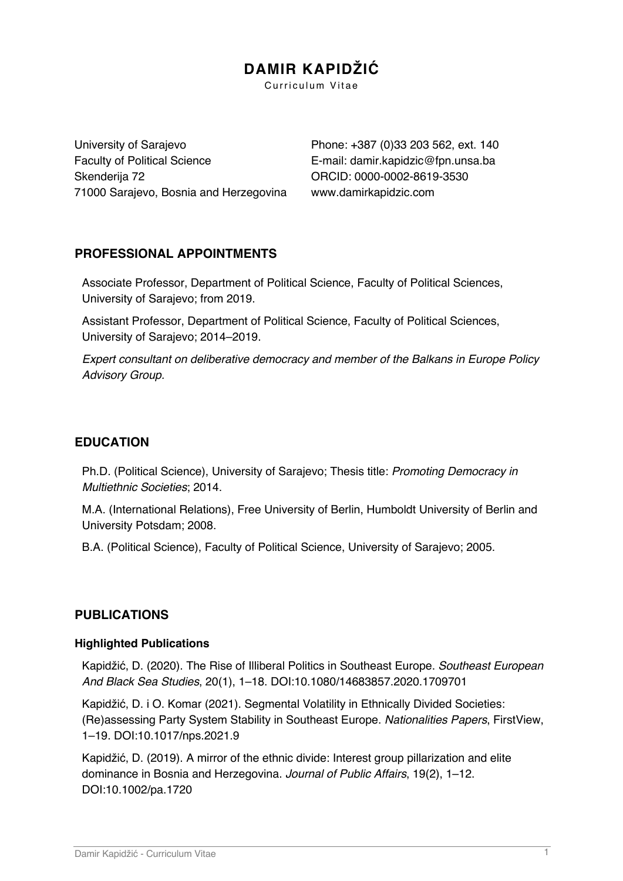# DAMIR KAPIDŽIĆ

Curriculum Vitae

University of Sarajevo
Faculty of Political Science
Skenderija 72
71000 Sarajevo, Bosnia and Herzegovina

Phone: +387 (0)33 203 562, ext. 140
E-mail: damir.kapidzic@fpn.unsa.ba
ORCID: 0000-0002-8619-3530
www.damirkapidzic.com

## PROFESSIONAL APPOINTMENTS

Associate Professor, Department of Political Science, Faculty of Political Sciences, University of Sarajevo; from 2019.

Assistant Professor, Department of Political Science, Faculty of Political Sciences, University of Sarajevo; 2014–2019.

*Expert consultant on deliberative democracy and member of the Balkans in Europe Policy Advisory Group.*

## EDUCATION

Ph.D. (Political Science), University of Sarajevo; Thesis title: *Promoting Democracy in Multiethnic Societies*; 2014.

M.A. (International Relations), Free University of Berlin, Humboldt University of Berlin and University Potsdam; 2008.

B.A. (Political Science), Faculty of Political Science, University of Sarajevo; 2005.

## PUBLICATIONS

### Highlighted Publications

Kapidžić, D. (2020). The Rise of Illiberal Politics in Southeast Europe. *Southeast European And Black Sea Studies*, 20(1), 1–18. DOI:10.1080/14683857.2020.1709701

Kapidžić, D. i O. Komar (2021). Segmental Volatility in Ethnically Divided Societies: (Re)assessing Party System Stability in Southeast Europe. *Nationalities Papers*, FirstView, 1–19. DOI:10.1017/nps.2021.9

Kapidžić, D. (2019). A mirror of the ethnic divide: Interest group pillarization and elite dominance in Bosnia and Herzegovina. *Journal of Public Affairs*, 19(2), 1–12. DOI:10.1002/pa.1720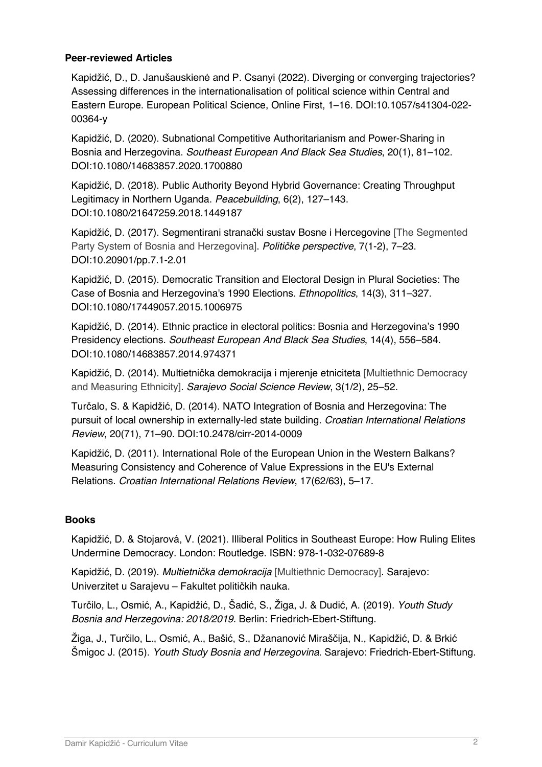#### Peer-reviewed Articles

Kapidžić, D., D. Janušauskienė and P. Csanyi (2022). Diverging or converging trajectories? Assessing differences in the internationalisation of political science within Central and Eastern Europe. European Political Science, Online First, 1–16. DOI:10.1057/s41304-022-00364-y

Kapidžić, D. (2020). Subnational Competitive Authoritarianism and Power-Sharing in Bosnia and Herzegovina. *Southeast European And Black Sea Studies*, 20(1), 81–102. DOI:10.1080/14683857.2020.1700880

Kapidžić, D. (2018). Public Authority Beyond Hybrid Governance: Creating Throughput Legitimacy in Northern Uganda. *Peacebuilding*, 6(2), 127–143. DOI:10.1080/21647259.2018.1449187

Kapidžić, D. (2017). Segmentirani stranački sustav Bosne i Hercegovine [The Segmented Party System of Bosnia and Herzegovina]. *Političke perspective*, 7(1-2), 7–23. DOI:10.20901/pp.7.1-2.01

Kapidžić, D. (2015). Democratic Transition and Electoral Design in Plural Societies: The Case of Bosnia and Herzegovina's 1990 Elections. *Ethnopolitics*, 14(3), 311–327. DOI:10.1080/17449057.2015.1006975

Kapidžić, D. (2014). Ethnic practice in electoral politics: Bosnia and Herzegovina's 1990 Presidency elections. *Southeast European And Black Sea Studies*, 14(4), 556–584. DOI:10.1080/14683857.2014.974371

Kapidžić, D. (2014). Multietnička demokracija i mjerenje etniciteta [Multiethnic Democracy and Measuring Ethnicity]. *Sarajevo Social Science Review*, 3(1/2), 25–52.

Turčalo, S. & Kapidžić, D. (2014). NATO Integration of Bosnia and Herzegovina: The pursuit of local ownership in externally-led state building. *Croatian International Relations Review*, 20(71), 71–90. DOI:10.2478/cirr-2014-0009

Kapidžić, D. (2011). International Role of the European Union in the Western Balkans? Measuring Consistency and Coherence of Value Expressions in the EU's External Relations. *Croatian International Relations Review*, 17(62/63), 5–17.

#### Books

Kapidžić, D. & Stojarová, V. (2021). Illiberal Politics in Southeast Europe: How Ruling Elites Undermine Democracy. London: Routledge. ISBN: 978-1-032-07689-8

Kapidžić, D. (2019). *Multietnička demokracija* [Multiethnic Democracy]. Sarajevo: Univerzitet u Sarajevu – Fakultet političkih nauka.

Turčilo, L., Osmić, A., Kapidžić, D., Šadić, S., Žiga, J. & Dudić, A. (2019). *Youth Study Bosnia and Herzegovina: 2018/2019*. Berlin: Friedrich-Ebert-Stiftung.

Žiga, J., Turčilo, L., Osmić, A., Bašić, S., Džananović Miraščija, N., Kapidžić, D. & Brkić Šmigoc J. (2015). *Youth Study Bosnia and Herzegovina*. Sarajevo: Friedrich-Ebert-Stiftung.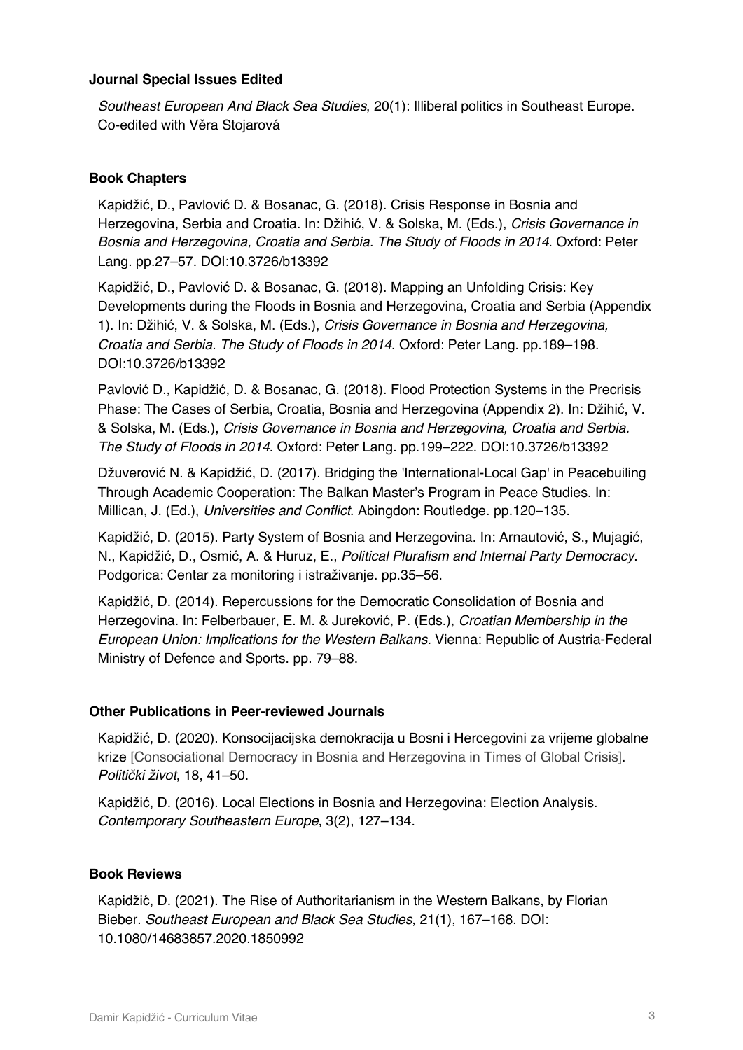### Journal Special Issues Edited

*Southeast European And Black Sea Studies*, 20(1): Illiberal politics in Southeast Europe. Co-edited with Věra Stojarová

### Book Chapters

Kapidžić, D., Pavlović D. & Bosanac, G. (2018). Crisis Response in Bosnia and Herzegovina, Serbia and Croatia. In: Džihić, V. & Solska, M. (Eds.), *Crisis Governance in Bosnia and Herzegovina, Croatia and Serbia. The Study of Floods in 2014*. Oxford: Peter Lang. pp.27–57. DOI:10.3726/b13392

Kapidžić, D., Pavlović D. & Bosanac, G. (2018). Mapping an Unfolding Crisis: Key Developments during the Floods in Bosnia and Herzegovina, Croatia and Serbia (Appendix 1). In: Džihić, V. & Solska, M. (Eds.), *Crisis Governance in Bosnia and Herzegovina, Croatia and Serbia. The Study of Floods in 2014*. Oxford: Peter Lang. pp.189–198. DOI:10.3726/b13392

Pavlović D., Kapidžić, D. & Bosanac, G. (2018). Flood Protection Systems in the Precrisis Phase: The Cases of Serbia, Croatia, Bosnia and Herzegovina (Appendix 2). In: Džihić, V. & Solska, M. (Eds.), *Crisis Governance in Bosnia and Herzegovina, Croatia and Serbia. The Study of Floods in 2014*. Oxford: Peter Lang. pp.199–222. DOI:10.3726/b13392

Džuverović N. & Kapidžić, D. (2017). Bridging the 'International-Local Gap' in Peacebuiling Through Academic Cooperation: The Balkan Master's Program in Peace Studies. In: Millican, J. (Ed.), *Universities and Conflict*. Abingdon: Routledge. pp.120–135.

Kapidžić, D. (2015). Party System of Bosnia and Herzegovina. In: Arnautović, S., Mujagić, N., Kapidžić, D., Osmić, A. & Huruz, E., *Political Pluralism and Internal Party Democracy*. Podgorica: Centar za monitoring i istraživanje. pp.35–56.

Kapidžić, D. (2014). Repercussions for the Democratic Consolidation of Bosnia and Herzegovina. In: Felberbauer, E. M. & Jureković, P. (Eds.), *Croatian Membership in the European Union: Implications for the Western Balkans.* Vienna: Republic of Austria-Federal Ministry of Defence and Sports. pp. 79–88.

### Other Publications in Peer-reviewed Journals

Kapidžić, D. (2020). Konsocijacijska demokracija u Bosni i Hercegovini za vrijeme globalne krize [Consociational Democracy in Bosnia and Herzegovina in Times of Global Crisis]. *Politički život*, 18, 41–50.

Kapidžić, D. (2016). Local Elections in Bosnia and Herzegovina: Election Analysis. *Contemporary Southeastern Europe*, 3(2), 127–134.

### Book Reviews

Kapidžić, D. (2021). The Rise of Authoritarianism in the Western Balkans, by Florian Bieber. *Southeast European and Black Sea Studies*, 21(1), 167–168. DOI: 10.1080/14683857.2020.1850992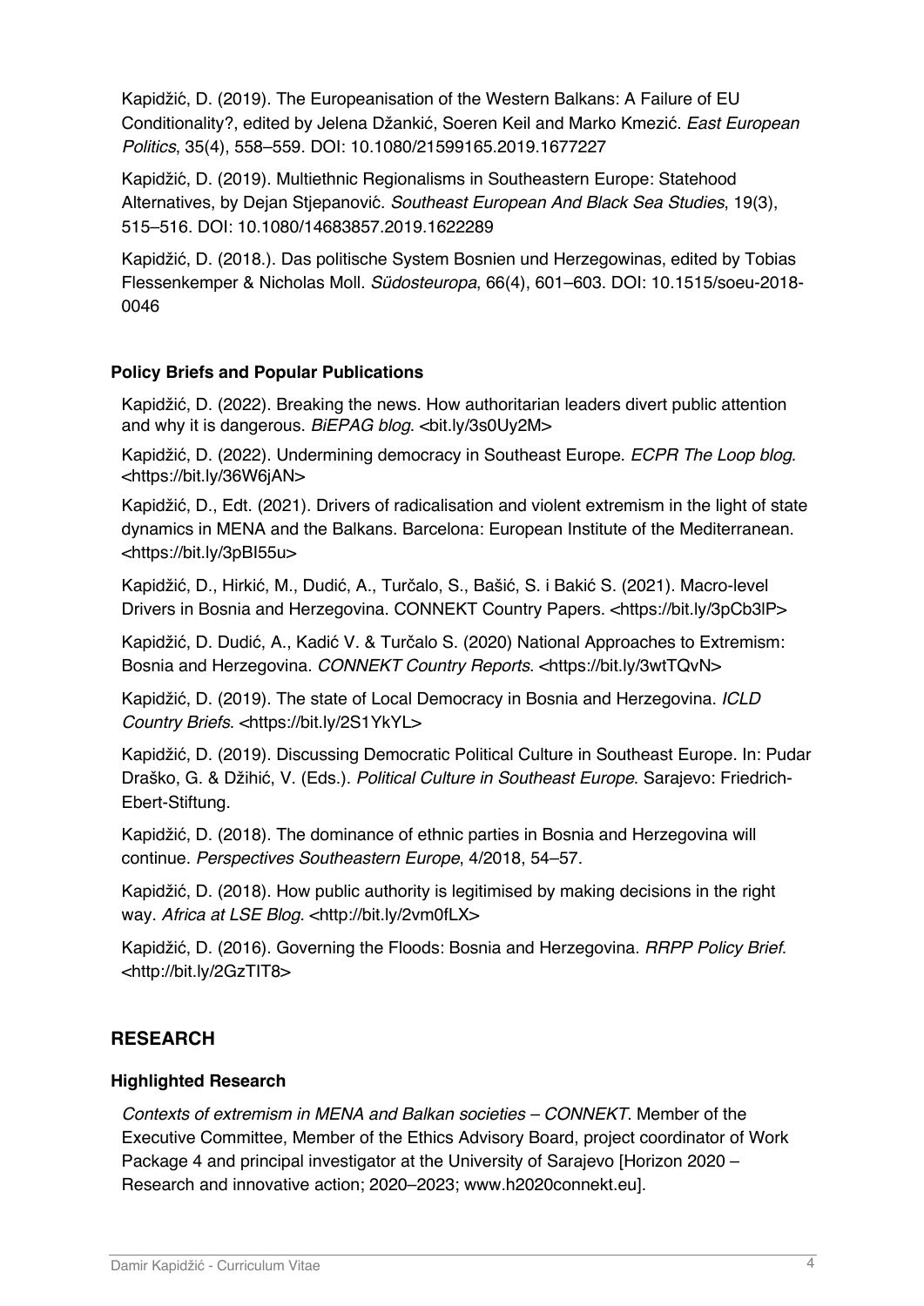Kapidžić, D. (2019). The Europeanisation of the Western Balkans: A Failure of EU Conditionality?, edited by Jelena Džankić, Soeren Keil and Marko Kmezić. *East European Politics*, 35(4), 558–559. DOI: 10.1080/21599165.2019.1677227

Kapidžić, D. (2019). Multiethnic Regionalisms in Southeastern Europe: Statehood Alternatives, by Dejan Stjepanović. *Southeast European And Black Sea Studies*, 19(3), 515–516. DOI: 10.1080/14683857.2019.1622289

Kapidžić, D. (2018.). Das politische System Bosnien und Herzegowinas, edited by Tobias Flessenkemper & Nicholas Moll. *Südosteuropa*, 66(4), 601–603. DOI: 10.1515/soeu-2018-0046

### Policy Briefs and Popular Publications

Kapidžić, D. (2022). Breaking the news. How authoritarian leaders divert public attention and why it is dangerous. *BiEPAG blog*. <bit.ly/3s0Uy2M>

Kapidžić, D. (2022). Undermining democracy in Southeast Europe. *ECPR The Loop blog*. <https://bit.ly/36W6jAN>

Kapidžić, D., Edt. (2021). Drivers of radicalisation and violent extremism in the light of state dynamics in MENA and the Balkans. Barcelona: European Institute of the Mediterranean. <https://bit.ly/3pBI55u>

Kapidžić, D., Hirkić, M., Dudić, A., Turčalo, S., Bašić, S. i Bakić S. (2021). Macro-level Drivers in Bosnia and Herzegovina. CONNEKT Country Papers. <https://bit.ly/3pCb3lP>

Kapidžić, D. Dudić, A., Kadić V. & Turčalo S. (2020) National Approaches to Extremism: Bosnia and Herzegovina. *CONNEKT Country Reports*. <https://bit.ly/3wtTQvN>

Kapidžić, D. (2019). The state of Local Democracy in Bosnia and Herzegovina. *ICLD Country Briefs*. <https://bit.ly/2S1YkYL>

Kapidžić, D. (2019). Discussing Democratic Political Culture in Southeast Europe. In: Pudar Draško, G. & Džihić, V. (Eds.). *Political Culture in Southeast Europe*. Sarajevo: Friedrich-Ebert-Stiftung.

Kapidžić, D. (2018). The dominance of ethnic parties in Bosnia and Herzegovina will continue. *Perspectives Southeastern Europe*, 4/2018, 54–57.

Kapidžić, D. (2018). How public authority is legitimised by making decisions in the right way. *Africa at LSE Blog*. <http://bit.ly/2vm0fLX>

Kapidžić, D. (2016). Governing the Floods: Bosnia and Herzegovina. *RRPP Policy Brief*. <http://bit.ly/2GzTIT8>

## RESEARCH

### Highlighted Research

*Contexts of extremism in MENA and Balkan societies – CONNEKT*. Member of the Executive Committee, Member of the Ethics Advisory Board, project coordinator of Work Package 4 and principal investigator at the University of Sarajevo [Horizon 2020 – Research and innovative action; 2020–2023; www.h2020connekt.eu].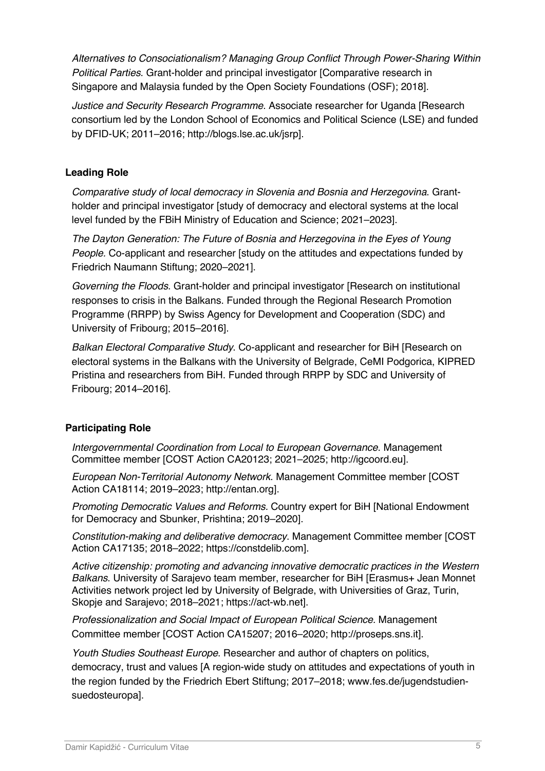*Alternatives to Consociationalism? Managing Group Conflict Through Power-Sharing Within Political Parties*. Grant-holder and principal investigator [Comparative research in Singapore and Malaysia funded by the Open Society Foundations (OSF); 2018].

*Justice and Security Research Programme*. Associate researcher for Uganda [Research consortium led by the London School of Economics and Political Science (LSE) and funded by DFID-UK; 2011–2016; http://blogs.lse.ac.uk/jsrp].

**Leading Role**

*Comparative study of local democracy in Slovenia and Bosnia and Herzegovina*. Grant-holder and principal investigator [study of democracy and electoral systems at the local level funded by the FBiH Ministry of Education and Science; 2021–2023].

*The Dayton Generation: The Future of Bosnia and Herzegovina in the Eyes of Young People*. Co-applicant and researcher [study on the attitudes and expectations funded by Friedrich Naumann Stiftung; 2020–2021].

*Governing the Floods*. Grant-holder and principal investigator [Research on institutional responses to crisis in the Balkans. Funded through the Regional Research Promotion Programme (RRPP) by Swiss Agency for Development and Cooperation (SDC) and University of Fribourg; 2015–2016].

*Balkan Electoral Comparative Study*. Co-applicant and researcher for BiH [Research on electoral systems in the Balkans with the University of Belgrade, CeMI Podgorica, KIPRED Pristina and researchers from BiH. Funded through RRPP by SDC and University of Fribourg; 2014–2016].

**Participating Role**

*Intergovernmental Coordination from Local to European Governance*. Management Committee member [COST Action CA20123; 2021–2025; http://igcoord.eu].

*European Non-Territorial Autonomy Network*. Management Committee member [COST Action CA18114; 2019–2023; http://entan.org].

*Promoting Democratic Values and Reforms.* Country expert for BiH [National Endowment for Democracy and Sbunker, Prishtina; 2019–2020].

*Constitution-making and deliberative democracy*. Management Committee member [COST Action CA17135; 2018–2022; https://constdelib.com].

*Active citizenship: promoting and advancing innovative democratic practices in the Western Balkans*. University of Sarajevo team member, researcher for BiH [Erasmus+ Jean Monnet Activities network project led by University of Belgrade, with Universities of Graz, Turin, Skopje and Sarajevo; 2018–2021; https://act-wb.net].

*Professionalization and Social Impact of European Political Science.* Management Committee member [COST Action CA15207; 2016–2020; http://proseps.sns.it].

*Youth Studies Southeast Europe*. Researcher and author of chapters on politics, democracy, trust and values [A region-wide study on attitudes and expectations of youth in the region funded by the Friedrich Ebert Stiftung; 2017–2018; www.fes.de/jugendstudien-suedosteuropa].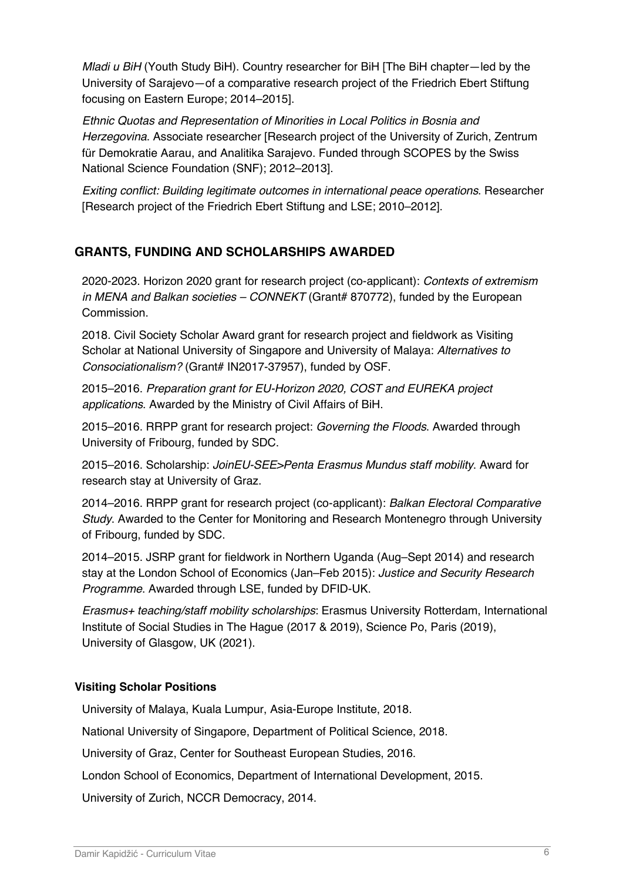*Mladi u BiH* (Youth Study BiH). Country researcher for BiH [The BiH chapter—led by the University of Sarajevo—of a comparative research project of the Friedrich Ebert Stiftung focusing on Eastern Europe; 2014–2015].

*Ethnic Quotas and Representation of Minorities in Local Politics in Bosnia and Herzegovina*. Associate researcher [Research project of the University of Zurich, Zentrum für Demokratie Aarau, and Analitika Sarajevo. Funded through SCOPES by the Swiss National Science Foundation (SNF); 2012–2013].

*Exiting conflict: Building legitimate outcomes in international peace operations*. Researcher [Research project of the Friedrich Ebert Stiftung and LSE; 2010–2012].

## GRANTS, FUNDING AND SCHOLARSHIPS AWARDED

2020-2023. Horizon 2020 grant for research project (co-applicant): *Contexts of extremism in MENA and Balkan societies – CONNEKT* (Grant# 870772), funded by the European Commission.

2018. Civil Society Scholar Award grant for research project and fieldwork as Visiting Scholar at National University of Singapore and University of Malaya: *Alternatives to Consociationalism?* (Grant# IN2017-37957), funded by OSF.

2015–2016. *Preparation grant for EU-Horizon 2020, COST and EUREKA project applications*. Awarded by the Ministry of Civil Affairs of BiH.

2015–2016. RRPP grant for research project: *Governing the Floods*. Awarded through University of Fribourg, funded by SDC.

2015–2016. Scholarship: *JoinEU-SEE>Penta Erasmus Mundus staff mobility*. Award for research stay at University of Graz.

2014–2016. RRPP grant for research project (co-applicant): *Balkan Electoral Comparative Study*. Awarded to the Center for Monitoring and Research Montenegro through University of Fribourg, funded by SDC.

2014–2015. JSRP grant for fieldwork in Northern Uganda (Aug–Sept 2014) and research stay at the London School of Economics (Jan–Feb 2015): *Justice and Security Research Programme*. Awarded through LSE, funded by DFID-UK.

*Erasmus+ teaching/staff mobility scholarships*: Erasmus University Rotterdam, International Institute of Social Studies in The Hague (2017 & 2019), Science Po, Paris (2019), University of Glasgow, UK (2021).

### Visiting Scholar Positions

University of Malaya, Kuala Lumpur, Asia-Europe Institute, 2018.

National University of Singapore, Department of Political Science, 2018.

University of Graz, Center for Southeast European Studies, 2016.

London School of Economics, Department of International Development, 2015.

University of Zurich, NCCR Democracy, 2014.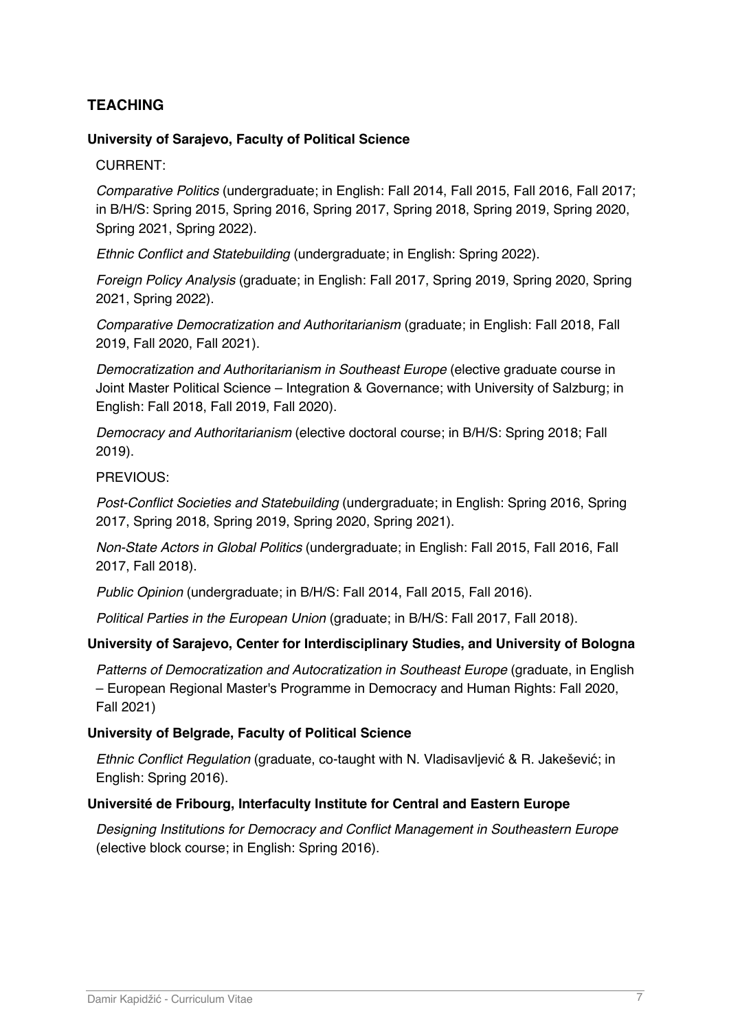## TEACHING

**University of Sarajevo, Faculty of Political Science**

CURRENT:

*Comparative Politics* (undergraduate; in English: Fall 2014, Fall 2015, Fall 2016, Fall 2017; in B/H/S: Spring 2015, Spring 2016, Spring 2017, Spring 2018, Spring 2019, Spring 2020, Spring 2021, Spring 2022).

*Ethnic Conflict and Statebuilding* (undergraduate; in English: Spring 2022).

*Foreign Policy Analysis* (graduate; in English: Fall 2017, Spring 2019, Spring 2020, Spring 2021, Spring 2022).

*Comparative Democratization and Authoritarianism* (graduate; in English: Fall 2018, Fall 2019, Fall 2020, Fall 2021).

*Democratization and Authoritarianism in Southeast Europe* (elective graduate course in Joint Master Political Science – Integration & Governance; with University of Salzburg; in English: Fall 2018, Fall 2019, Fall 2020).

*Democracy and Authoritarianism* (elective doctoral course; in B/H/S: Spring 2018; Fall 2019).

PREVIOUS:

*Post-Conflict Societies and Statebuilding* (undergraduate; in English: Spring 2016, Spring 2017, Spring 2018, Spring 2019, Spring 2020, Spring 2021).

*Non-State Actors in Global Politics* (undergraduate; in English: Fall 2015, Fall 2016, Fall 2017, Fall 2018).

*Public Opinion* (undergraduate; in B/H/S: Fall 2014, Fall 2015, Fall 2016).

*Political Parties in the European Union* (graduate; in B/H/S: Fall 2017, Fall 2018).

**University of Sarajevo, Center for Interdisciplinary Studies, and University of Bologna**

*Patterns of Democratization and Autocratization in Southeast Europe* (graduate, in English – European Regional Master's Programme in Democracy and Human Rights: Fall 2020, Fall 2021)

**University of Belgrade, Faculty of Political Science**

*Ethnic Conflict Regulation* (graduate, co-taught with N. Vladisavljević & R. Jakešević; in English: Spring 2016).

**Université de Fribourg, Interfaculty Institute for Central and Eastern Europe**

*Designing Institutions for Democracy and Conflict Management in Southeastern Europe* (elective block course; in English: Spring 2016).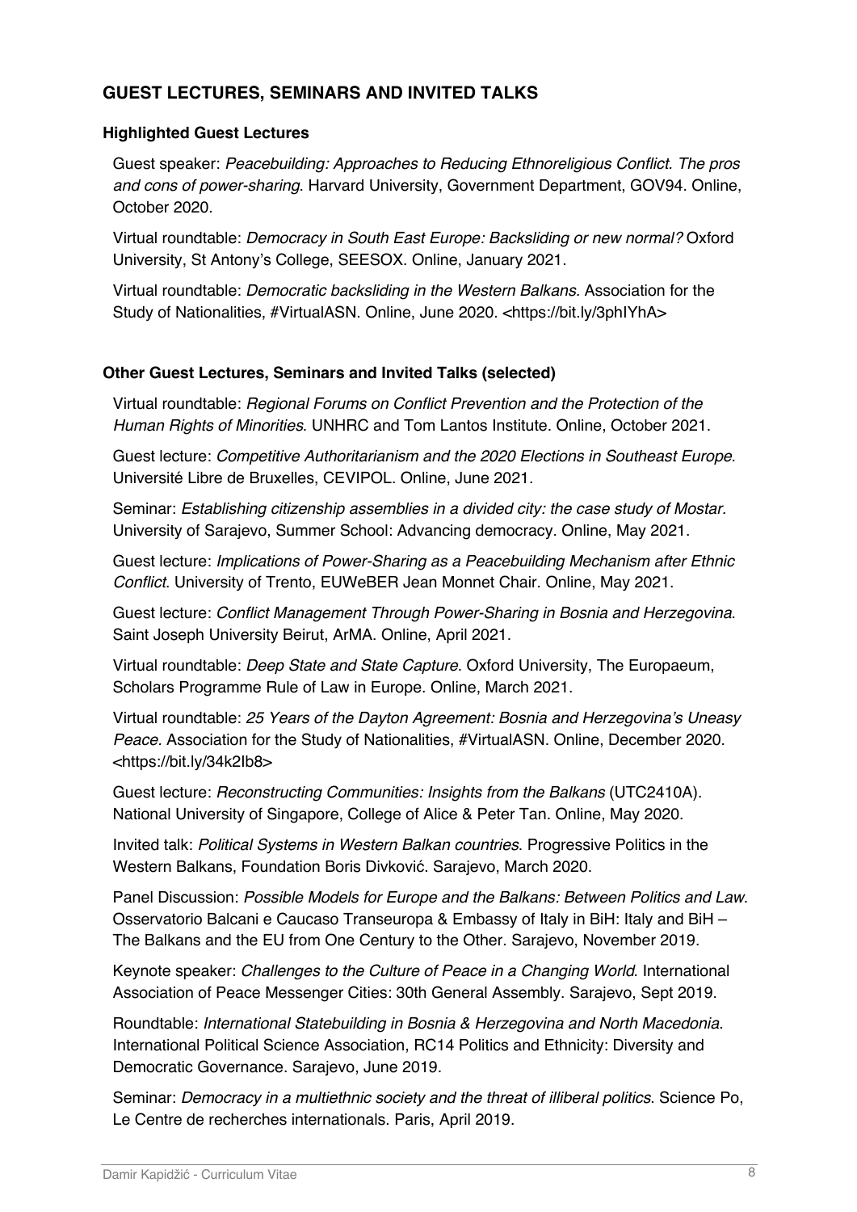## GUEST LECTURES, SEMINARS AND INVITED TALKS

### Highlighted Guest Lectures

Guest speaker: *Peacebuilding: Approaches to Reducing Ethnoreligious Conflict. The pros and cons of power-sharing*. Harvard University, Government Department, GOV94. Online, October 2020.

Virtual roundtable: *Democracy in South East Europe: Backsliding or new normal?* Oxford University, St Antony's College, SEESOX. Online, January 2021.

Virtual roundtable: *Democratic backsliding in the Western Balkans.* Association for the Study of Nationalities, #VirtualASN. Online, June 2020. <https://bit.ly/3phIYhA>

### Other Guest Lectures, Seminars and Invited Talks (selected)

Virtual roundtable: *Regional Forums on Conflict Prevention and the Protection of the Human Rights of Minorities*. UNHRC and Tom Lantos Institute. Online, October 2021.

Guest lecture: *Competitive Authoritarianism and the 2020 Elections in Southeast Europe*. Université Libre de Bruxelles, CEVIPOL. Online, June 2021.

Seminar: *Establishing citizenship assemblies in a divided city: the case study of Mostar.* University of Sarajevo, Summer School: Advancing democracy. Online, May 2021.

Guest lecture: *Implications of Power-Sharing as a Peacebuilding Mechanism after Ethnic Conflict*. University of Trento, EUWeBER Jean Monnet Chair. Online, May 2021.

Guest lecture: *Conflict Management Through Power-Sharing in Bosnia and Herzegovina*. Saint Joseph University Beirut, ArMA. Online, April 2021.

Virtual roundtable: *Deep State and State Capture*. Oxford University, The Europaeum, Scholars Programme Rule of Law in Europe. Online, March 2021.

Virtual roundtable: *25 Years of the Dayton Agreement: Bosnia and Herzegovina's Uneasy Peace.* Association for the Study of Nationalities, #VirtualASN. Online, December 2020. <https://bit.ly/34k2Ib8>

Guest lecture: *Reconstructing Communities: Insights from the Balkans* (UTC2410A). National University of Singapore, College of Alice & Peter Tan. Online, May 2020.

Invited talk: *Political Systems in Western Balkan countries*. Progressive Politics in the Western Balkans, Foundation Boris Divković. Sarajevo, March 2020.

Panel Discussion: *Possible Models for Europe and the Balkans: Between Politics and Law*. Osservatorio Balcani e Caucaso Transeuropa & Embassy of Italy in BiH: Italy and BiH – The Balkans and the EU from One Century to the Other. Sarajevo, November 2019.

Keynote speaker: *Challenges to the Culture of Peace in a Changing World*. International Association of Peace Messenger Cities: 30th General Assembly. Sarajevo, Sept 2019.

Roundtable: *International Statebuilding in Bosnia & Herzegovina and North Macedonia*. International Political Science Association, RC14 Politics and Ethnicity: Diversity and Democratic Governance. Sarajevo, June 2019.

Seminar: *Democracy in a multiethnic society and the threat of illiberal politics*. Science Po, Le Centre de recherches internationals. Paris, April 2019.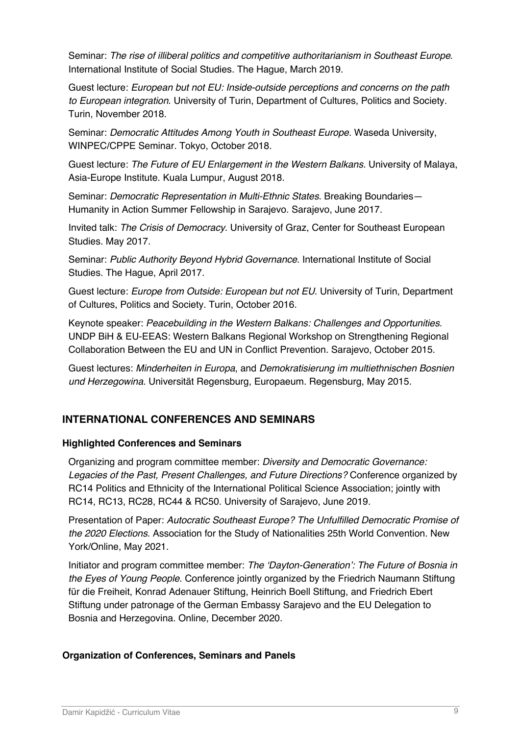Seminar: *The rise of illiberal politics and competitive authoritarianism in Southeast Europe*. International Institute of Social Studies. The Hague, March 2019.

Guest lecture: *European but not EU: Inside-outside perceptions and concerns on the path to European integration*. University of Turin, Department of Cultures, Politics and Society. Turin, November 2018.

Seminar: *Democratic Attitudes Among Youth in Southeast Europe.* Waseda University, WINPEC/CPPE Seminar. Tokyo, October 2018.

Guest lecture: *The Future of EU Enlargement in the Western Balkans.* University of Malaya, Asia-Europe Institute. Kuala Lumpur, August 2018.

Seminar: *Democratic Representation in Multi-Ethnic States*. Breaking Boundaries—Humanity in Action Summer Fellowship in Sarajevo. Sarajevo, June 2017.

Invited talk: *The Crisis of Democracy*. University of Graz, Center for Southeast European Studies. May 2017.

Seminar: *Public Authority Beyond Hybrid Governance*. International Institute of Social Studies. The Hague, April 2017.

Guest lecture: *Europe from Outside: European but not EU*. University of Turin, Department of Cultures, Politics and Society. Turin, October 2016.

Keynote speaker: *Peacebuilding in the Western Balkans: Challenges and Opportunities*. UNDP BiH & EU-EEAS: Western Balkans Regional Workshop on Strengthening Regional Collaboration Between the EU and UN in Conflict Prevention. Sarajevo, October 2015.

Guest lectures: *Minderheiten in Europa*, and *Demokratisierung im multiethnischen Bosnien und Herzegowina*. Universität Regensburg, Europaeum. Regensburg, May 2015.

## INTERNATIONAL CONFERENCES AND SEMINARS

### Highlighted Conferences and Seminars

Organizing and program committee member: *Diversity and Democratic Governance: Legacies of the Past, Present Challenges, and Future Directions?* Conference organized by RC14 Politics and Ethnicity of the International Political Science Association; jointly with RC14, RC13, RC28, RC44 & RC50. University of Sarajevo, June 2019.

Presentation of Paper: *Autocratic Southeast Europe? The Unfulfilled Democratic Promise of the 2020 Elections*. Association for the Study of Nationalities 25th World Convention. New York/Online, May 2021.

Initiator and program committee member: *The 'Dayton-Generation': The Future of Bosnia in the Eyes of Young People*. Conference jointly organized by the Friedrich Naumann Stiftung für die Freiheit, Konrad Adenauer Stiftung, Heinrich Boell Stiftung, and Friedrich Ebert Stiftung under patronage of the German Embassy Sarajevo and the EU Delegation to Bosnia and Herzegovina. Online, December 2020.

### Organization of Conferences, Seminars and Panels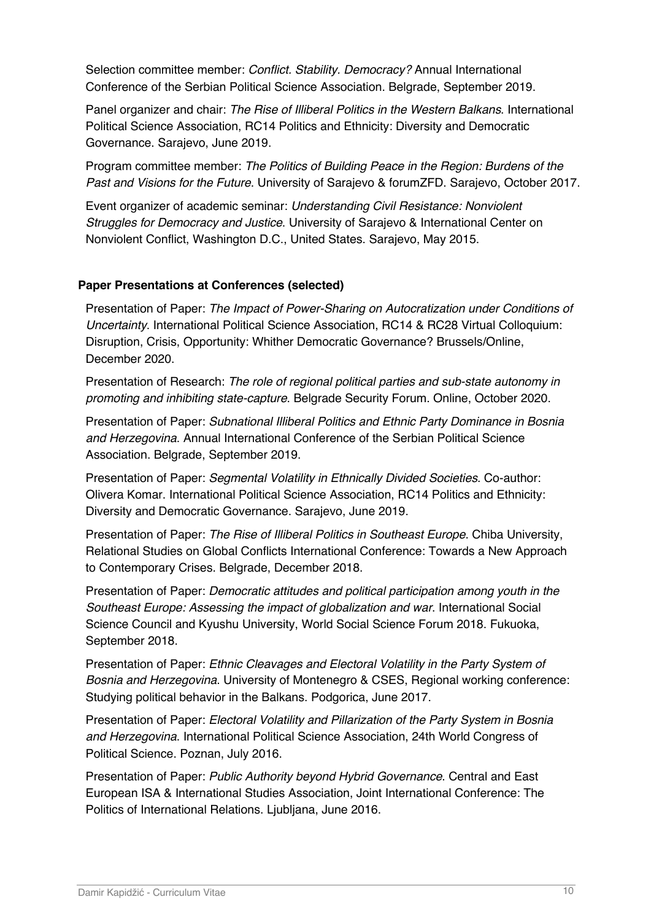Selection committee member: *Conflict. Stability. Democracy?* Annual International Conference of the Serbian Political Science Association. Belgrade, September 2019.

Panel organizer and chair: *The Rise of Illiberal Politics in the Western Balkans*. International Political Science Association, RC14 Politics and Ethnicity: Diversity and Democratic Governance. Sarajevo, June 2019.

Program committee member: *The Politics of Building Peace in the Region: Burdens of the Past and Visions for the Future*. University of Sarajevo & forumZFD. Sarajevo, October 2017.

Event organizer of academic seminar: *Understanding Civil Resistance: Nonviolent Struggles for Democracy and Justice*. University of Sarajevo & International Center on Nonviolent Conflict, Washington D.C., United States. Sarajevo, May 2015.

**Paper Presentations at Conferences (selected)**

Presentation of Paper: *The Impact of Power-Sharing on Autocratization under Conditions of Uncertainty*. International Political Science Association, RC14 & RC28 Virtual Colloquium: Disruption, Crisis, Opportunity: Whither Democratic Governance? Brussels/Online, December 2020.

Presentation of Research: *The role of regional political parties and sub-state autonomy in promoting and inhibiting state-capture*. Belgrade Security Forum. Online, October 2020.

Presentation of Paper: *Subnational Illiberal Politics and Ethnic Party Dominance in Bosnia and Herzegovina*. Annual International Conference of the Serbian Political Science Association. Belgrade, September 2019.

Presentation of Paper: *Segmental Volatility in Ethnically Divided Societies*. Co-author: Olivera Komar. International Political Science Association, RC14 Politics and Ethnicity: Diversity and Democratic Governance. Sarajevo, June 2019.

Presentation of Paper: *The Rise of Illiberal Politics in Southeast Europe*. Chiba University, Relational Studies on Global Conflicts International Conference: Towards a New Approach to Contemporary Crises. Belgrade, December 2018.

Presentation of Paper: *Democratic attitudes and political participation among youth in the Southeast Europe: Assessing the impact of globalization and war*. International Social Science Council and Kyushu University, World Social Science Forum 2018. Fukuoka, September 2018.

Presentation of Paper: *Ethnic Cleavages and Electoral Volatility in the Party System of Bosnia and Herzegovina*. University of Montenegro & CSES, Regional working conference: Studying political behavior in the Balkans. Podgorica, June 2017.

Presentation of Paper: *Electoral Volatility and Pillarization of the Party System in Bosnia and Herzegovina*. International Political Science Association, 24th World Congress of Political Science. Poznan, July 2016.

Presentation of Paper: *Public Authority beyond Hybrid Governance*. Central and East European ISA & International Studies Association, Joint International Conference: The Politics of International Relations. Ljubljana, June 2016.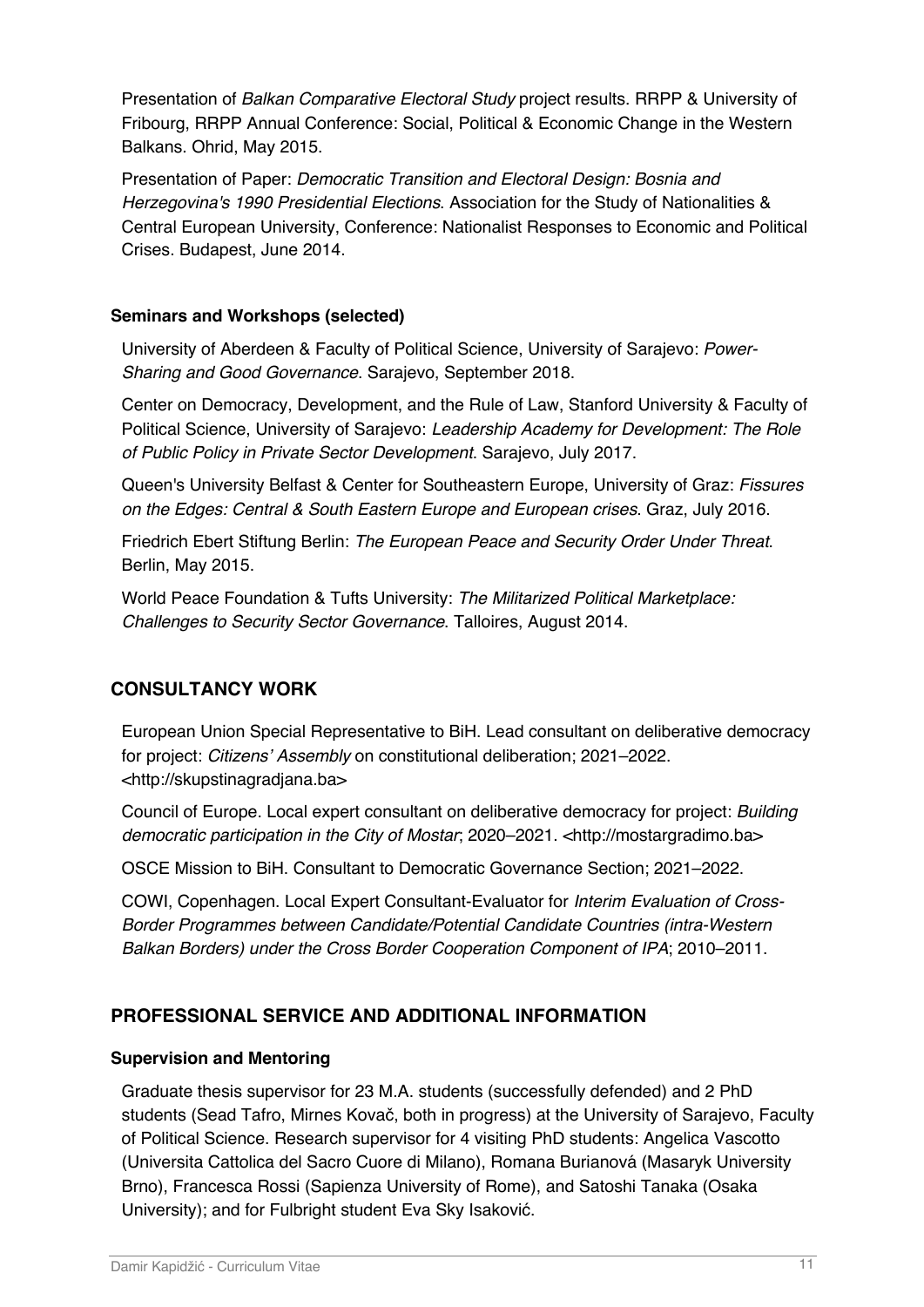Presentation of *Balkan Comparative Electoral Study* project results. RRPP & University of Fribourg, RRPP Annual Conference: Social, Political & Economic Change in the Western Balkans. Ohrid, May 2015.

Presentation of Paper: *Democratic Transition and Electoral Design: Bosnia and Herzegovina's 1990 Presidential Elections*. Association for the Study of Nationalities & Central European University, Conference: Nationalist Responses to Economic and Political Crises. Budapest, June 2014.

### Seminars and Workshops (selected)

University of Aberdeen & Faculty of Political Science, University of Sarajevo: *Power-Sharing and Good Governance*. Sarajevo, September 2018.

Center on Democracy, Development, and the Rule of Law, Stanford University & Faculty of Political Science, University of Sarajevo: *Leadership Academy for Development: The Role of Public Policy in Private Sector Development*. Sarajevo, July 2017.

Queen's University Belfast & Center for Southeastern Europe, University of Graz: *Fissures on the Edges: Central & South Eastern Europe and European crises*. Graz, July 2016.

Friedrich Ebert Stiftung Berlin: *The European Peace and Security Order Under Threat*. Berlin, May 2015.

World Peace Foundation & Tufts University: *The Militarized Political Marketplace: Challenges to Security Sector Governance*. Talloires, August 2014.

## CONSULTANCY WORK

European Union Special Representative to BiH. Lead consultant on deliberative democracy for project: *Citizens' Assembly* on constitutional deliberation; 2021–2022. <http://skupstinagradjana.ba>

Council of Europe. Local expert consultant on deliberative democracy for project: *Building democratic participation in the City of Mostar*; 2020–2021. <http://mostargradimo.ba>

OSCE Mission to BiH. Consultant to Democratic Governance Section; 2021–2022.

COWI, Copenhagen. Local Expert Consultant-Evaluator for *Interim Evaluation of Cross-Border Programmes between Candidate/Potential Candidate Countries (intra-Western Balkan Borders) under the Cross Border Cooperation Component of IPA*; 2010–2011.

## PROFESSIONAL SERVICE AND ADDITIONAL INFORMATION

### Supervision and Mentoring

Graduate thesis supervisor for 23 M.A. students (successfully defended) and 2 PhD students (Sead Tafro, Mirnes Kovač, both in progress) at the University of Sarajevo, Faculty of Political Science. Research supervisor for 4 visiting PhD students: Angelica Vascotto (Universita Cattolica del Sacro Cuore di Milano), Romana Burianová (Masaryk University Brno), Francesca Rossi (Sapienza University of Rome), and Satoshi Tanaka (Osaka University); and for Fulbright student Eva Sky Isaković.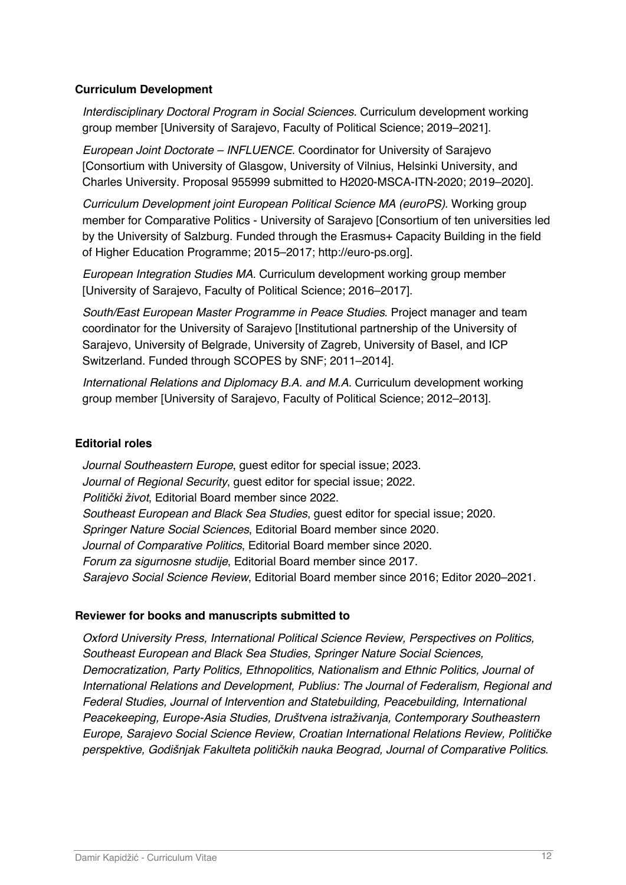### Curriculum Development

*Interdisciplinary Doctoral Program in Social Sciences.* Curriculum development working group member [University of Sarajevo, Faculty of Political Science; 2019–2021].

*European Joint Doctorate – INFLUENCE*. Coordinator for University of Sarajevo [Consortium with University of Glasgow, University of Vilnius, Helsinki University, and Charles University. Proposal 955999 submitted to H2020-MSCA-ITN-2020; 2019–2020].

*Curriculum Development joint European Political Science MA (euroPS).* Working group member for Comparative Politics - University of Sarajevo [Consortium of ten universities led by the University of Salzburg. Funded through the Erasmus+ Capacity Building in the field of Higher Education Programme; 2015–2017; http://euro-ps.org].

*European Integration Studies MA.* Curriculum development working group member [University of Sarajevo, Faculty of Political Science; 2016–2017].

*South/East European Master Programme in Peace Studies*. Project manager and team coordinator for the University of Sarajevo [Institutional partnership of the University of Sarajevo, University of Belgrade, University of Zagreb, University of Basel, and ICP Switzerland. Funded through SCOPES by SNF; 2011–2014].

*International Relations and Diplomacy B.A. and M.A.* Curriculum development working group member [University of Sarajevo, Faculty of Political Science; 2012–2013].

### Editorial roles

*Journal Southeastern Europe*, guest editor for special issue; 2023.
*Journal of Regional Security*, guest editor for special issue; 2022.
*Politički život*, Editorial Board member since 2022.
*Southeast European and Black Sea Studies*, guest editor for special issue; 2020.
*Springer Nature Social Sciences*, Editorial Board member since 2020.
*Journal of Comparative Politics*, Editorial Board member since 2020.
*Forum za sigurnosne studije*, Editorial Board member since 2017.
*Sarajevo Social Science Review*, Editorial Board member since 2016; Editor 2020–2021.

### Reviewer for books and manuscripts submitted to

*Oxford University Press, International Political Science Review, Perspectives on Politics, Southeast European and Black Sea Studies, Springer Nature Social Sciences, Democratization, Party Politics, Ethnopolitics, Nationalism and Ethnic Politics, Journal of International Relations and Development, Publius: The Journal of Federalism, Regional and Federal Studies, Journal of Intervention and Statebuilding, Peacebuilding, International Peacekeeping, Europe-Asia Studies, Društvena istraživanja, Contemporary Southeastern Europe, Sarajevo Social Science Review, Croatian International Relations Review, Političke perspektive, Godišnjak Fakulteta političkih nauka Beograd, Journal of Comparative Politics*.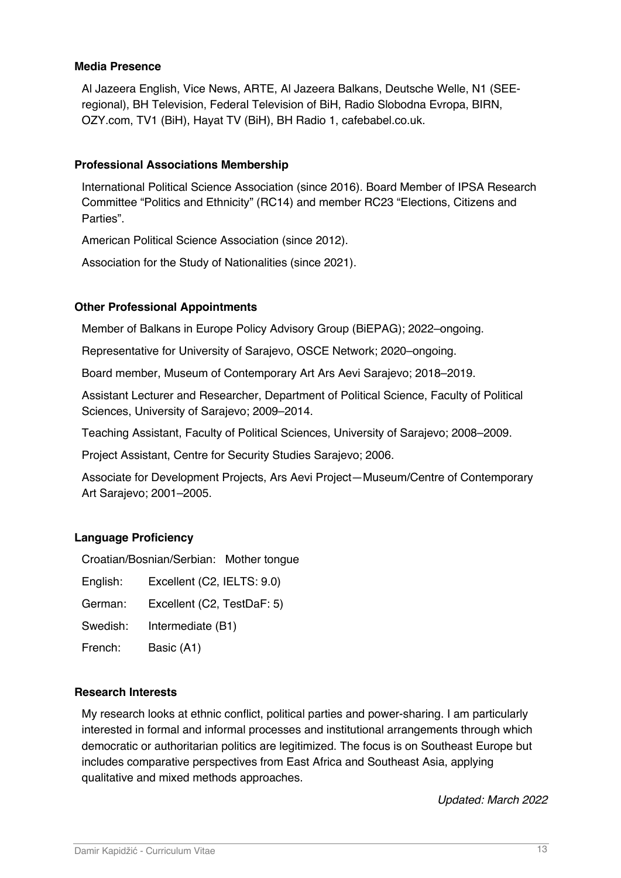### Media Presence

Al Jazeera English, Vice News, ARTE, Al Jazeera Balkans, Deutsche Welle, N1 (SEE-regional), BH Television, Federal Television of BiH, Radio Slobodna Evropa, BIRN, OZY.com, TV1 (BiH), Hayat TV (BiH), BH Radio 1, cafebabel.co.uk.

### Professional Associations Membership

International Political Science Association (since 2016). Board Member of IPSA Research Committee "Politics and Ethnicity" (RC14) and member RC23 "Elections, Citizens and Parties".

American Political Science Association (since 2012).

Association for the Study of Nationalities (since 2021).

### Other Professional Appointments

Member of Balkans in Europe Policy Advisory Group (BiEPAG); 2022–ongoing.

Representative for University of Sarajevo, OSCE Network; 2020–ongoing.

Board member, Museum of Contemporary Art Ars Aevi Sarajevo; 2018–2019.

Assistant Lecturer and Researcher, Department of Political Science, Faculty of Political Sciences, University of Sarajevo; 2009–2014.

Teaching Assistant, Faculty of Political Sciences, University of Sarajevo; 2008–2009.

Project Assistant, Centre for Security Studies Sarajevo; 2006.

Associate for Development Projects, Ars Aevi Project—Museum/Centre of Contemporary Art Sarajevo; 2001–2005.

### Language Proficiency

| | |
|---|---|
| Croatian/Bosnian/Serbian: | Mother tongue |
| English: | Excellent (C2, IELTS: 9.0) |
| German: | Excellent (C2, TestDaF: 5) |
| Swedish: | Intermediate (B1) |
| French: | Basic (A1) |

### Research Interests

My research looks at ethnic conflict, political parties and power-sharing. I am particularly interested in formal and informal processes and institutional arrangements through which democratic or authoritarian politics are legitimized. The focus is on Southeast Europe but includes comparative perspectives from East Africa and Southeast Asia, applying qualitative and mixed methods approaches.

*Updated: March 2022*